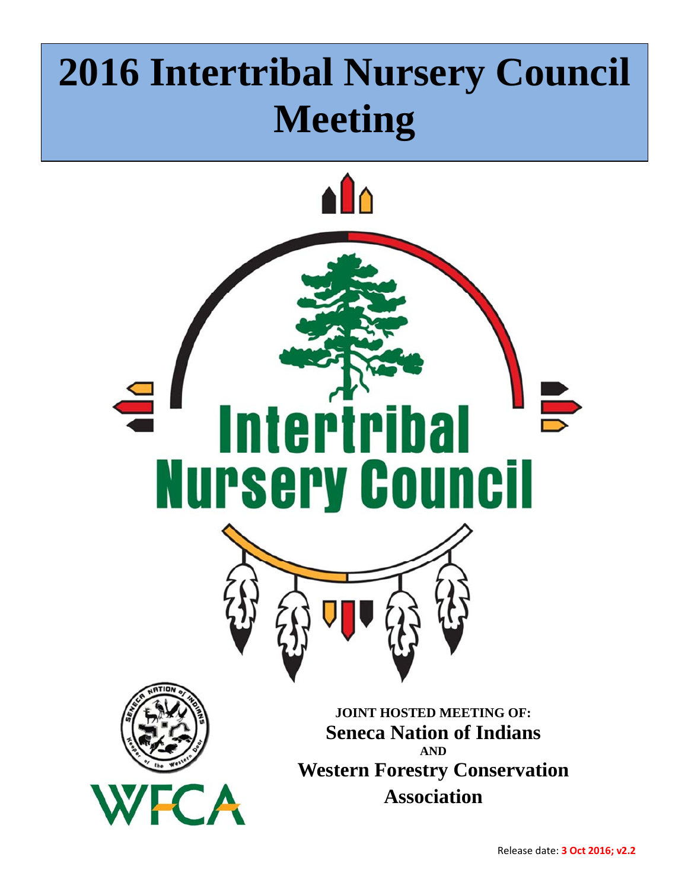# 2016 Intertribal Nursery Council Meeting

Intertribal Nursery Council

**JOINT HOSTED MEETING OF:**

**Seneca Nation of Indians**

**AND**

**Western Forestry Conservation Association**

Release date: **3 Oct 2016; v2.2**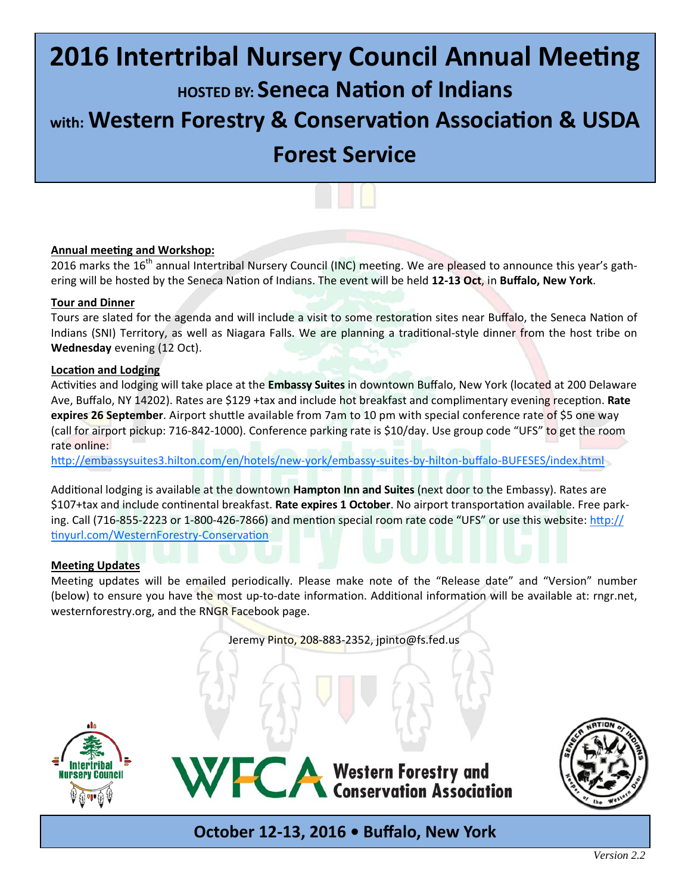# 2016 Intertribal Nursery Council Annual Meeting

## HOSTED BY: Seneca Nation of Indians

## with: Western Forestry & Conservation Association & USDA Forest Service

**Annual meeting and Workshop:**

2016 marks the 16th annual Intertribal Nursery Council (INC) meeting. We are pleased to announce this year's gathering will be hosted by the Seneca Nation of Indians. The event will be held **12-13 Oct**, in **Buffalo, New York**.

**Tour and Dinner**

Tours are slated for the agenda and will include a visit to some restoration sites near Buffalo, the Seneca Nation of Indians (SNI) Territory, as well as Niagara Falls. We are planning a traditional-style dinner from the host tribe on **Wednesday** evening (12 Oct).

**Location and Lodging**

Activities and lodging will take place at the **Embassy Suites** in downtown Buffalo, New York (located at 200 Delaware Ave, Buffalo, NY 14202). Rates are $129 +tax and include hot breakfast and complimentary evening reception. **Rate expires 26 September**. Airport shuttle available from 7am to 10 pm with special conference rate of $5 one way (call for airport pickup: 716-842-1000). Conference parking rate is $10/day. Use group code "UFS" to get the room rate online:

http://embassysuites3.hilton.com/en/hotels/new-york/embassy-suites-by-hilton-buffalo-BUFESES/index.html

Additional lodging is available at the downtown **Hampton Inn and Suites** (next door to the Embassy). Rates are $107+tax and include continental breakfast. **Rate expires 1 October**. No airport transportation available. Free parking. Call (716-855-2223 or 1-800-426-7866) and mention special room rate code "UFS" or use this website: http://tinyurl.com/WesternForestry-Conservation

**Meeting Updates**

Meeting updates will be emailed periodically. Please make note of the "Release date" and "Version" number (below) to ensure you have the most up-to-date information. Additional information will be available at: rngr.net, westernforestry.org, and the RNGR Facebook page.

Jeremy Pinto, 208-883-2352, jpinto@fs.fed.us

Intertribal Nursery Council

WFCA Western Forestry and Conservation Association

Seneca Nation of Indians — Keeper of the Western Door

**October 12-13, 2016 • Buffalo, New York**

*Version 2.2*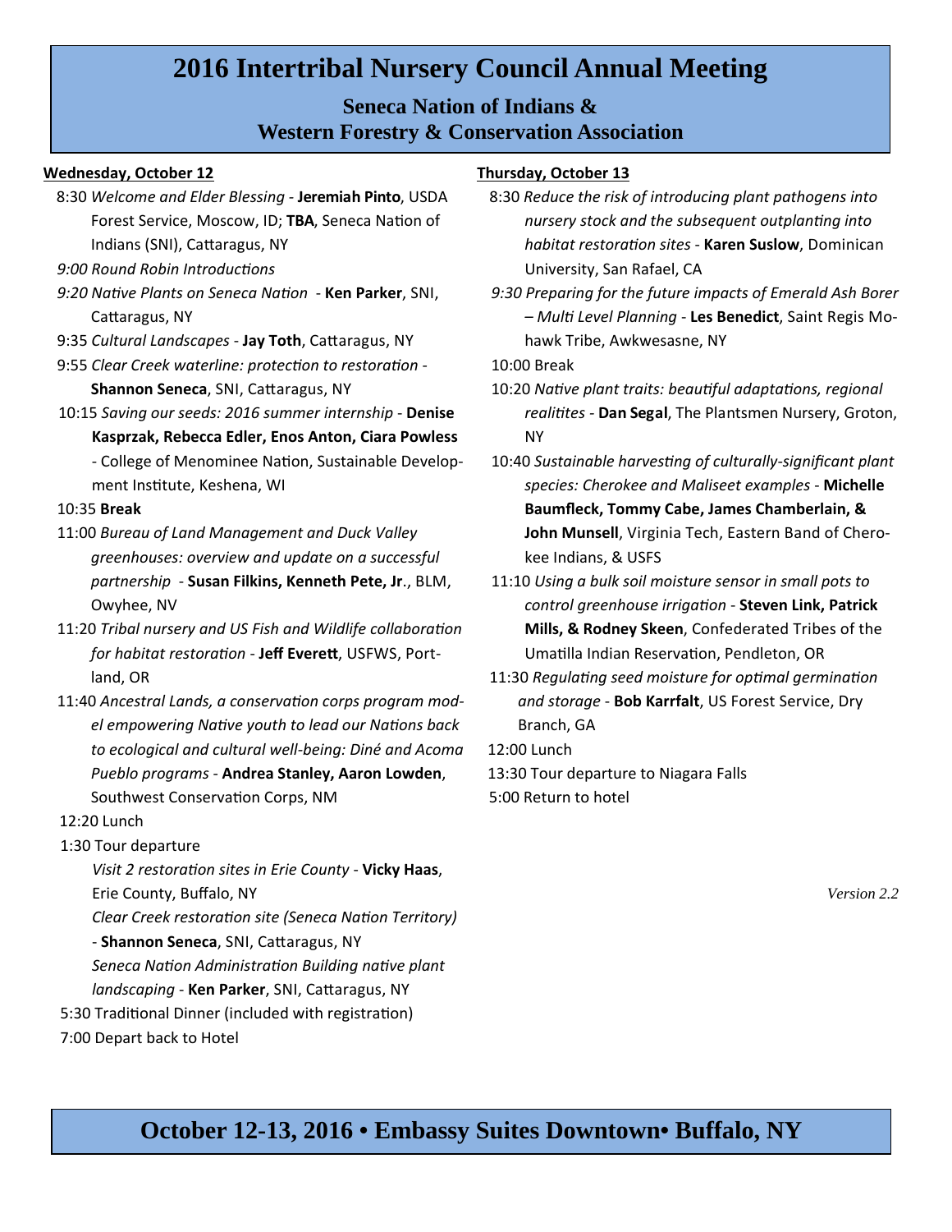# 2016 Intertribal Nursery Council Annual Meeting

**Seneca Nation of Indians &**
**Western Forestry & Conservation Association**

**Wednesday, October 12**

8:30 *Welcome and Elder Blessing* - **Jeremiah Pinto**, USDA Forest Service, Moscow, ID; **TBA**, Seneca Nation of Indians (SNI), Cattaragus, NY

*9:00 Round Robin Introductions*

*9:20 Native Plants on Seneca Nation* - **Ken Parker**, SNI, Cattaragus, NY

9:35 *Cultural Landscapes* - **Jay Toth**, Cattaragus, NY

9:55 *Clear Creek waterline: protection to restoration* - **Shannon Seneca**, SNI, Cattaragus, NY

10:15 *Saving our seeds: 2016 summer internship* - **Denise Kasprzak, Rebecca Edler, Enos Anton, Ciara Powless** - College of Menominee Nation, Sustainable Development Institute, Keshena, WI

10:35 **Break**

11:00 *Bureau of Land Management and Duck Valley greenhouses: overview and update on a successful partnership* - **Susan Filkins, Kenneth Pete, Jr**., BLM, Owyhee, NV

11:20 *Tribal nursery and US Fish and Wildlife collaboration for habitat restoration* - **Jeff Everett**, USFWS, Portland, OR

11:40 *Ancestral Lands, a conservation corps program model empowering Native youth to lead our Nations back to ecological and cultural well-being: Diné and Acoma Pueblo programs* - **Andrea Stanley, Aaron Lowden**, Southwest Conservation Corps, NM

12:20 Lunch

1:30 Tour departure

*Visit 2 restoration sites in Erie County* - **Vicky Haas**, Erie County, Buffalo, NY

*Clear Creek restoration site (Seneca Nation Territory)* - **Shannon Seneca**, SNI, Cattaragus, NY

*Seneca Nation Administration Building native plant landscaping* - **Ken Parker**, SNI, Cattaragus, NY

5:30 Traditional Dinner (included with registration)

7:00 Depart back to Hotel

**Thursday, October 13**

8:30 *Reduce the risk of introducing plant pathogens into nursery stock and the subsequent outplanting into habitat restoration sites* - **Karen Suslow**, Dominican University, San Rafael, CA

*9:30 Preparing for the future impacts of Emerald Ash Borer – Multi Level Planning* - **Les Benedict**, Saint Regis Mohawk Tribe, Awkwesasne, NY

10:00 Break

10:20 *Native plant traits: beautiful adaptations, regional realitites* - **Dan Segal**, The Plantsmen Nursery, Groton, NY

10:40 *Sustainable harvesting of culturally-significant plant species: Cherokee and Maliseet examples* - **Michelle Baumfleck, Tommy Cabe, James Chamberlain, & John Munsell**, Virginia Tech, Eastern Band of Cherokee Indians, & USFS

11:10 *Using a bulk soil moisture sensor in small pots to control greenhouse irrigation* - **Steven Link, Patrick Mills, & Rodney Skeen**, Confederated Tribes of the Umatilla Indian Reservation, Pendleton, OR

11:30 *Regulating seed moisture for optimal germination and storage* - **Bob Karrfalt**, US Forest Service, Dry Branch, GA

12:00 Lunch

13:30 Tour departure to Niagara Falls

5:00 Return to hotel

*Version 2.2*

**October 12-13, 2016 • Embassy Suites Downtown• Buffalo, NY**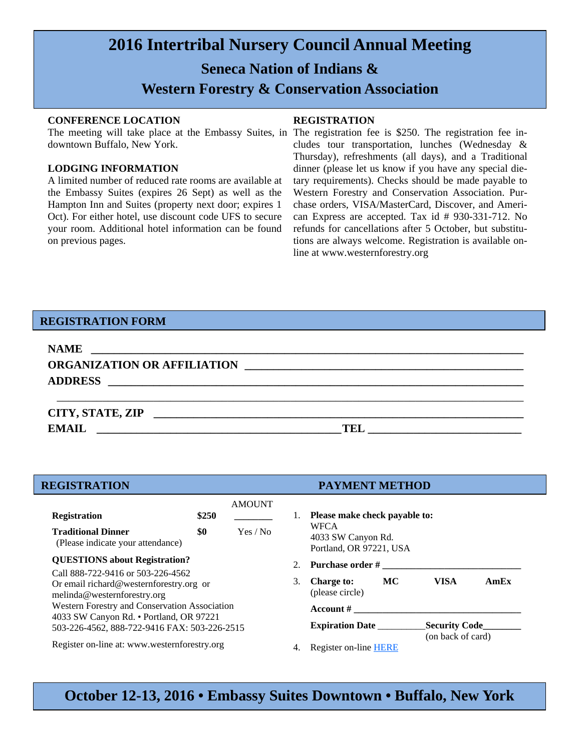# 2016 Intertribal Nursery Council Annual Meeting

## Seneca Nation of Indians &

## Western Forestry & Conservation Association

**CONFERENCE LOCATION**

The meeting will take place at the Embassy Suites, in downtown Buffalo, New York.

**LODGING INFORMATION**

A limited number of reduced rate rooms are available at the Embassy Suites (expires 26 Sept) as well as the Hampton Inn and Suites (property next door; expires 1 Oct). For either hotel, use discount code UFS to secure your room. Additional hotel information can be found on previous pages.

**REGISTRATION**

The registration fee is $250. The registration fee includes tour transportation, lunches (Wednesday & Thursday), refreshments (all days), and a Traditional dinner (please let us know if you have any special dietary requirements). Checks should be made payable to Western Forestry and Conservation Association. Purchase orders, VISA/MasterCard, Discover, and American Express are accepted. Tax id # 930-331-712. No refunds for cancellations after 5 October, but substitutions are always welcome. Registration is available online at www.westernforestry.org

## REGISTRATION FORM

**NAME** ____________________________________________

**ORGANIZATION OR AFFILIATION** ____________________________________________

**ADDRESS** ____________________________________________

____________________________________________

**CITY, STATE, ZIP** ____________________________________________

**EMAIL** ______________________________ **TEL** ______________________

## REGISTRATION

| | | AMOUNT |
|---|---|---|
| **Registration** | **$250** | ________ |
| **Traditional Dinner** (Please indicate your attendance) | **$0** | Yes / No |

**QUESTIONS about Registration?**

Call 888-722-9416 or 503-226-4562
Or email richard@westernforestry.org or melinda@westernforestry.org
Western Forestry and Conservation Association
4033 SW Canyon Rd. • Portland, OR 97221
503-226-4562, 888-722-9416 FAX: 503-226-2515

Register on-line at: www.westernforestry.org

## PAYMENT METHOD

1. **Please make check payable to:**
   WFCA
   4033 SW Canyon Rd.
   Portland, OR 97221, USA
2. **Purchase order #** ______________________
3. **Charge to:** (please circle) **MC** **VISA** **AmEx**

   **Account #** ______________________

   **Expiration Date** __________ **Security Code**________ (on back of card)
4. Register on-line HERE

# October 12-13, 2016 • Embassy Suites Downtown • Buffalo, New York